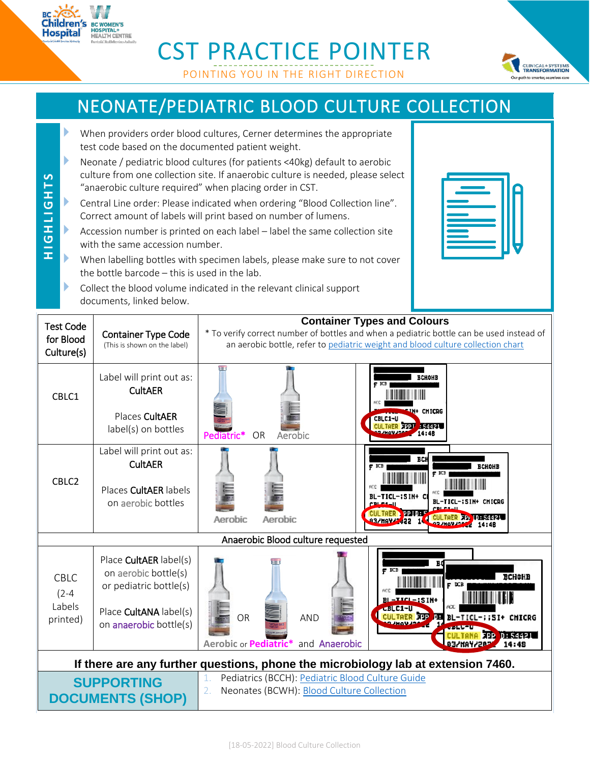# CST PRACTICE POINTER

POINTING YOU IN THE RIGHT DIRECTION

## NEONATE/PEDIATRIC BLOOD CULTURE COLLECTION

**HIGHLIGHTS**

- When providers order blood cultures, Cerner determines the appropriate test code based on the documented patient weight.
- Neonate / pediatric blood cultures (for patients <40kg) default to aerobic culture from one collection site. If anaerobic culture is needed, please select "anaerobic culture required" when placing order in CST.
- Central Line order: Please indicated when ordering "Blood Collection line". Correct amount of labels will print based on number of lumens.
- Accession number is printed on each label – label the same collection site with the same accession number.
- When labelling bottles with specimen labels, please make sure to not cover the bottle barcode – this is used in the lab.
- Collect the blood volume indicated in the relevant clinical support documents, linked below.

| Test Code for Blood Culture(s) | Container Type Code (This is shown on the label) | Container Types and Colours<br>* To verify correct number of bottles and when a pediatric bottle can be used instead of an aerobic bottle, refer to pediatric weight and blood culture collection chart | |
|---|---|---|---|
| CBLC1 | Label will print out as: CultAER<br><br>Places CultAER label(s) on bottles | Pediatric* OR Aerobic | CBLC1-U CULTAER |
| CBLC2 | Label will print out as: CultAER<br><br>Places CultAER labels on aerobic bottles | Aerobic Aerobic | CULTAER / CULTAER |
| Anaerobic Blood culture requested | | | |
| CBLC (2-4 Labels printed) | Place CultAER label(s) on aerobic bottle(s) or pediatric bottle(s)<br><br>Place CultANA label(s) on anaerobic bottle(s) | Aerobic or Pediatric* and Anaerobic | CULTAER / CULTANA |

**If there are any further questions, phone the microbiology lab at extension 7460.**

**SUPPORTING DOCUMENTS (SHOP)**

1. Pediatrics (BCCH): Pediatric Blood Culture Guide
2. Neonates (BCWH): Blood Culture Collection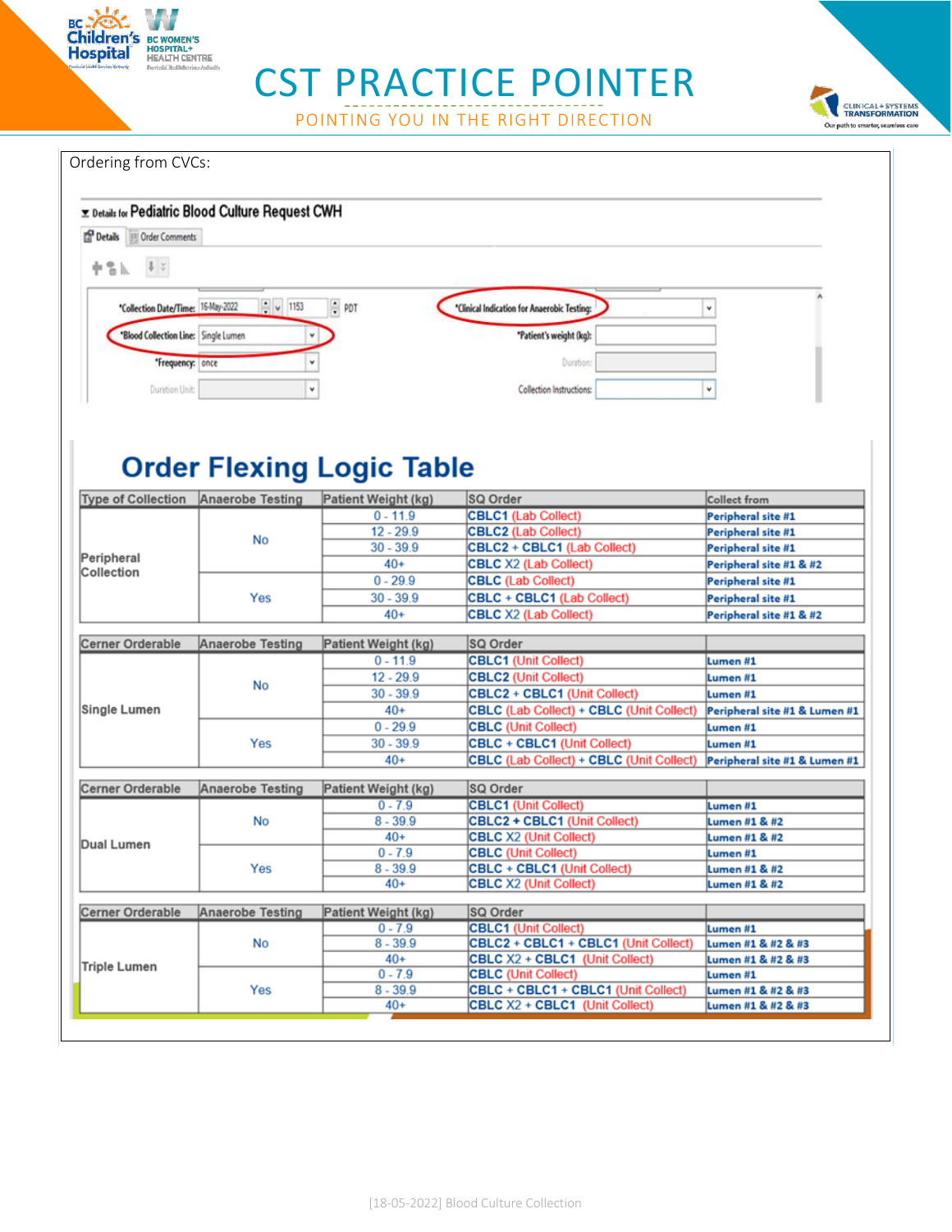Ordering from CVCs:

**Details for Pediatric Blood Culture Request CWH**

Details | Order Comments

\*Collection Date/Time: 16-May-2022 1153 PDT

\*Clinical Indication for Anaerobic Testing:

\*Blood Collection Line: Single Lumen

\*Patient's weight (kg):

\*Frequency: once

Duration:

Duration Unit:

Collection Instructions:

# Order Flexing Logic Table

| Type of Collection | Anaerobe Testing | Patient Weight (kg) | SQ Order | Collect from |
|---|---|---|---|---|
| Peripheral Collection | No | 0 - 11.9 | CBCL1 (Lab Collect) | Peripheral site #1 |
| | | 12 - 29.9 | CBCL2 (Lab Collect) | Peripheral site #1 |
| | | 30 - 39.9 | CBCL2 + CBCL1 (Lab Collect) | Peripheral site #1 |
| | | 40+ | CBCL X2 (Lab Collect) | Peripheral site #1 & #2 |
| | Yes | 0 - 29.9 | CBCL (Lab Collect) | Peripheral site #1 |
| | | 30 - 39.9 | CBCL + CBCL1 (Lab Collect) | Peripheral site #1 |
| | | 40+ | CBCL X2 (Lab Collect) | Peripheral site #1 & #2 |

| Cerner Orderable | Anaerobe Testing | Patient Weight (kg) | SQ Order | |
|---|---|---|---|---|
| Single Lumen | No | 0 - 11.9 | CBCL1 (Unit Collect) | Lumen #1 |
| | | 12 - 29.9 | CBCL2 (Unit Collect) | Lumen #1 |
| | | 30 - 39.9 | CBCL2 + CBCL1 (Unit Collect) | Lumen #1 |
| | | 40+ | CBCL (Lab Collect) + CBCL (Unit Collect) | Peripheral site #1 & Lumen #1 |
| | Yes | 0 - 29.9 | CBCL (Unit Collect) | Lumen #1 |
| | | 30 - 39.9 | CBCL + CBCL1 (Unit Collect) | Lumen #1 |
| | | 40+ | CBCL (Lab Collect) + CBCL (Unit Collect) | Peripheral site #1 & Lumen #1 |

| Cerner Orderable | Anaerobe Testing | Patient Weight (kg) | SQ Order | |
|---|---|---|---|---|
| Dual Lumen | No | 0 - 7.9 | CBCL1 (Unit Collect) | Lumen #1 |
| | | 8 - 39.9 | CBCL2 + CBCL1 (Unit Collect) | Lumen #1 & #2 |
| | | 40+ | CBCL X2 (Unit Collect) | Lumen #1 & #2 |
| | Yes | 0 - 7.9 | CBCL (Unit Collect) | Lumen #1 |
| | | 8 - 39.9 | CBCL + CBCL1 (Unit Collect) | Lumen #1 & #2 |
| | | 40+ | CBCL X2 (Unit Collect) | Lumen #1 & #2 |

| Cerner Orderable | Anaerobe Testing | Patient Weight (kg) | SQ Order | |
|---|---|---|---|---|
| Triple Lumen | No | 0 - 7.9 | CBCL1 (Unit Collect) | Lumen #1 |
| | | 8 - 39.9 | CBCL2 + CBCL1 + CBCL1 (Unit Collect) | Lumen #1 & #2 & #3 |
| | | 40+ | CBCL X2 + CBCL1 (Unit Collect) | Lumen #1 & #2 & #3 |
| | Yes | 0 - 7.9 | CBCL (Unit Collect) | Lumen #1 |
| | | 8 - 39.9 | CBCL + CBCL1 + CBCL1 (Unit Collect) | Lumen #1 & #2 & #3 |
| | | 40+ | CBCL X2 + CBCL1 (Unit Collect) | Lumen #1 & #2 & #3 |